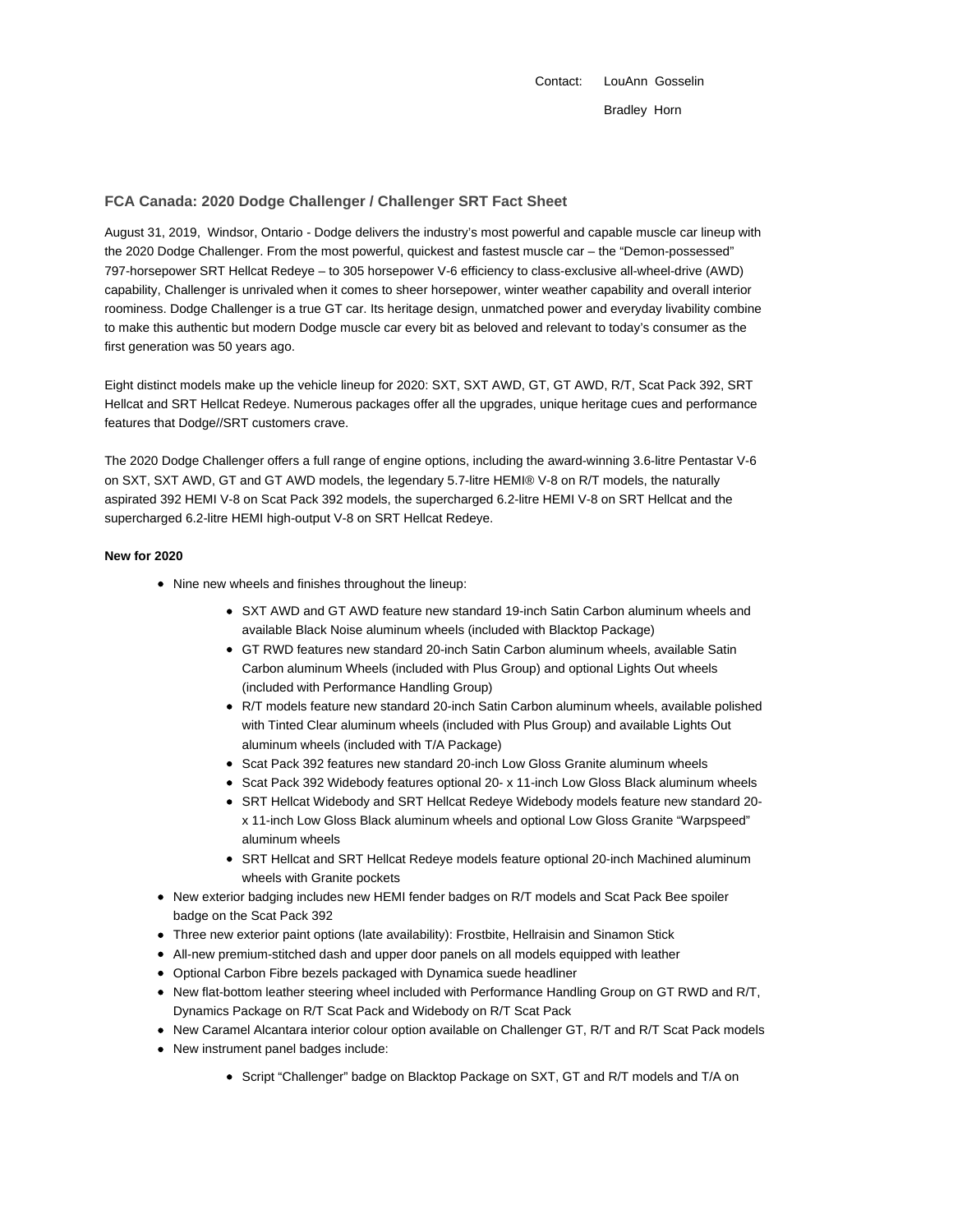Contact: LouAnn Gosselin

Bradley Horn

## FCA Canada: 2020 Dodge Challenger / Challenger SRT Fact Sheet

August 31, 2019, Windsor, Ontario - Dodge delivers the industry's most powerful and capable muscle car lineup with the 2020 Dodge Challenger. From the most powerful, quickest and fastest muscle car – the "Demon-possessed" 797-horsepower SRT Hellcat Redeye – to 305 horsepower V-6 efficiency to class-exclusive all-wheel-drive (AWD) capability, Challenger is unrivaled when it comes to sheer horsepower, winter weather capability and overall interior roominess. Dodge Challenger is a true GT car. Its heritage design, unmatched power and everyday livability combine to make this authentic but modern Dodge muscle car every bit as beloved and relevant to today's consumer as the first generation was 50 years ago.

Eight distinct models make up the vehicle lineup for 2020: SXT, SXT AWD, GT, GT AWD, R/T, Scat Pack 392, SRT Hellcat and SRT Hellcat Redeye. Numerous packages offer all the upgrades, unique heritage cues and performance features that Dodge//SRT customers crave.

The 2020 Dodge Challenger offers a full range of engine options, including the award-winning 3.6-litre Pentastar V-6 on SXT, SXT AWD, GT and GT AWD models, the legendary 5.7-litre HEMI® V-8 on R/T models, the naturally aspirated 392 HEMI V-8 on Scat Pack 392 models, the supercharged 6.2-litre HEMI V-8 on SRT Hellcat and the supercharged 6.2-litre HEMI high-output V-8 on SRT Hellcat Redeye.

**New for 2020**

- Nine new wheels and finishes throughout the lineup:
  - SXT AWD and GT AWD feature new standard 19-inch Satin Carbon aluminum wheels and available Black Noise aluminum wheels (included with Blacktop Package)
  - GT RWD features new standard 20-inch Satin Carbon aluminum wheels, available Satin Carbon aluminum Wheels (included with Plus Group) and optional Lights Out wheels (included with Performance Handling Group)
  - R/T models feature new standard 20-inch Satin Carbon aluminum wheels, available polished with Tinted Clear aluminum wheels (included with Plus Group) and available Lights Out aluminum wheels (included with T/A Package)
  - Scat Pack 392 features new standard 20-inch Low Gloss Granite aluminum wheels
  - Scat Pack 392 Widebody features optional 20- x 11-inch Low Gloss Black aluminum wheels
  - SRT Hellcat Widebody and SRT Hellcat Redeye Widebody models feature new standard 20- x 11-inch Low Gloss Black aluminum wheels and optional Low Gloss Granite "Warpspeed" aluminum wheels
  - SRT Hellcat and SRT Hellcat Redeye models feature optional 20-inch Machined aluminum wheels with Granite pockets
- New exterior badging includes new HEMI fender badges on R/T models and Scat Pack Bee spoiler badge on the Scat Pack 392
- Three new exterior paint options (late availability): Frostbite, Hellraisin and Sinamon Stick
- All-new premium-stitched dash and upper door panels on all models equipped with leather
- Optional Carbon Fibre bezels packaged with Dynamica suede headliner
- New flat-bottom leather steering wheel included with Performance Handling Group on GT RWD and R/T, Dynamics Package on R/T Scat Pack and Widebody on R/T Scat Pack
- New Caramel Alcantara interior colour option available on Challenger GT, R/T and R/T Scat Pack models
- New instrument panel badges include:
  - Script "Challenger" badge on Blacktop Package on SXT, GT and R/T models and T/A on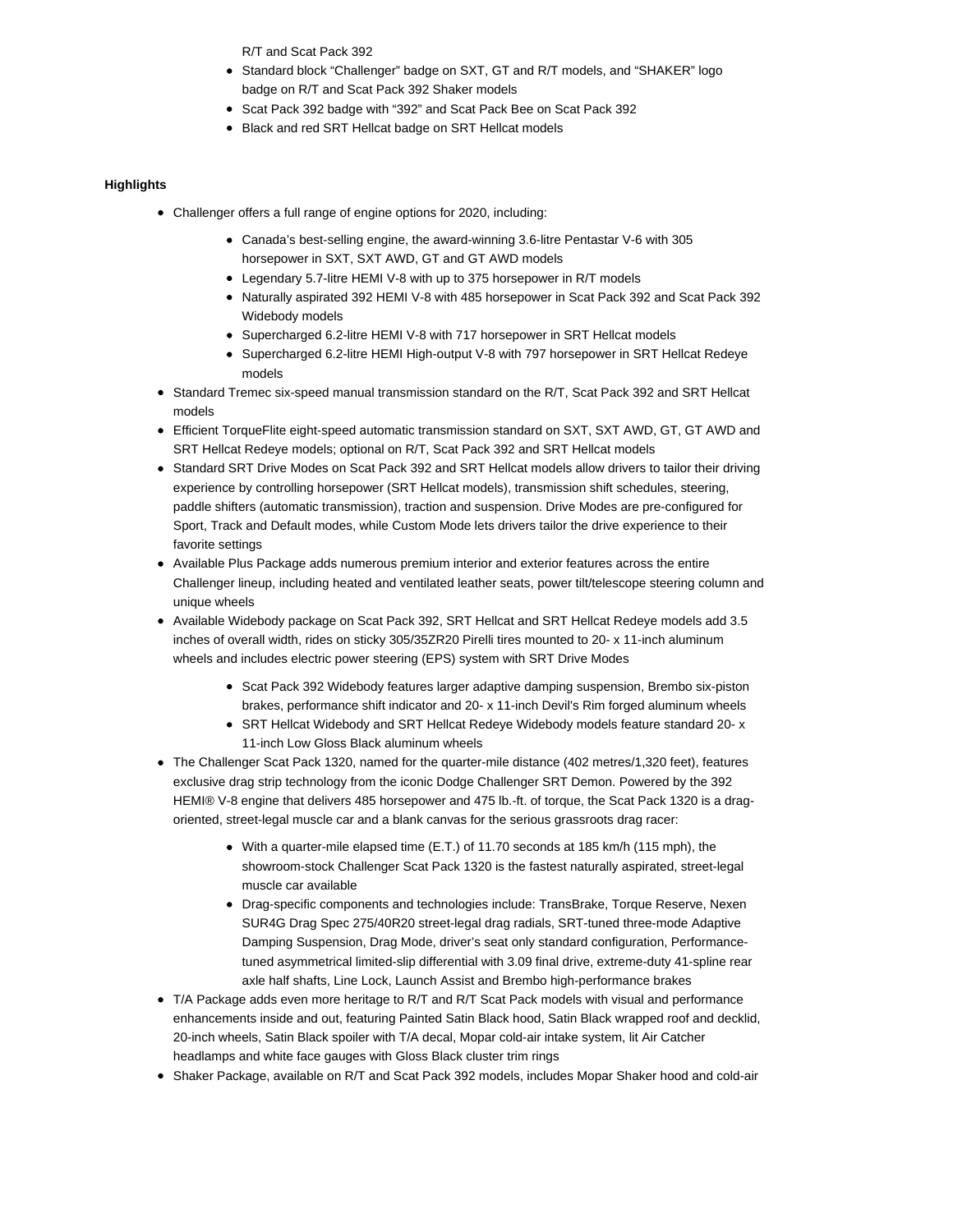R/T and Scat Pack 392

- Standard block “Challenger” badge on SXT, GT and R/T models, and “SHAKER” logo badge on R/T and Scat Pack 392 Shaker models
- Scat Pack 392 badge with “392” and Scat Pack Bee on Scat Pack 392
- Black and red SRT Hellcat badge on SRT Hellcat models

**Highlights**

- Challenger offers a full range of engine options for 2020, including:
    - Canada’s best-selling engine, the award-winning 3.6-litre Pentastar V-6 with 305 horsepower in SXT, SXT AWD, GT and GT AWD models
    - Legendary 5.7-litre HEMI V-8 with up to 375 horsepower in R/T models
    - Naturally aspirated 392 HEMI V-8 with 485 horsepower in Scat Pack 392 and Scat Pack 392 Widebody models
    - Supercharged 6.2-litre HEMI V-8 with 717 horsepower in SRT Hellcat models
    - Supercharged 6.2-litre HEMI High-output V-8 with 797 horsepower in SRT Hellcat Redeye models
- Standard Tremec six-speed manual transmission standard on the R/T, Scat Pack 392 and SRT Hellcat models
- Efficient TorqueFlite eight-speed automatic transmission standard on SXT, SXT AWD, GT, GT AWD and SRT Hellcat Redeye models; optional on R/T, Scat Pack 392 and SRT Hellcat models
- Standard SRT Drive Modes on Scat Pack 392 and SRT Hellcat models allow drivers to tailor their driving experience by controlling horsepower (SRT Hellcat models), transmission shift schedules, steering, paddle shifters (automatic transmission), traction and suspension. Drive Modes are pre-configured for Sport, Track and Default modes, while Custom Mode lets drivers tailor the drive experience to their favorite settings
- Available Plus Package adds numerous premium interior and exterior features across the entire Challenger lineup, including heated and ventilated leather seats, power tilt/telescope steering column and unique wheels
- Available Widebody package on Scat Pack 392, SRT Hellcat and SRT Hellcat Redeye models add 3.5 inches of overall width, rides on sticky 305/35ZR20 Pirelli tires mounted to 20- x 11-inch aluminum wheels and includes electric power steering (EPS) system with SRT Drive Modes
    - Scat Pack 392 Widebody features larger adaptive damping suspension, Brembo six-piston brakes, performance shift indicator and 20- x 11-inch Devil's Rim forged aluminum wheels
    - SRT Hellcat Widebody and SRT Hellcat Redeye Widebody models feature standard 20- x 11-inch Low Gloss Black aluminum wheels
- The Challenger Scat Pack 1320, named for the quarter-mile distance (402 metres/1,320 feet), features exclusive drag strip technology from the iconic Dodge Challenger SRT Demon. Powered by the 392 HEMI® V-8 engine that delivers 485 horsepower and 475 lb.-ft. of torque, the Scat Pack 1320 is a drag-oriented, street-legal muscle car and a blank canvas for the serious grassroots drag racer:
    - With a quarter-mile elapsed time (E.T.) of 11.70 seconds at 185 km/h (115 mph), the showroom-stock Challenger Scat Pack 1320 is the fastest naturally aspirated, street-legal muscle car available
    - Drag-specific components and technologies include: TransBrake, Torque Reserve, Nexen SUR4G Drag Spec 275/40R20 street-legal drag radials, SRT-tuned three-mode Adaptive Damping Suspension, Drag Mode, driver’s seat only standard configuration, Performance-tuned asymmetrical limited-slip differential with 3.09 final drive, extreme-duty 41-spline rear axle half shafts, Line Lock, Launch Assist and Brembo high-performance brakes
- T/A Package adds even more heritage to R/T and R/T Scat Pack models with visual and performance enhancements inside and out, featuring Painted Satin Black hood, Satin Black wrapped roof and decklid, 20-inch wheels, Satin Black spoiler with T/A decal, Mopar cold-air intake system, lit Air Catcher headlamps and white face gauges with Gloss Black cluster trim rings
- Shaker Package, available on R/T and Scat Pack 392 models, includes Mopar Shaker hood and cold-air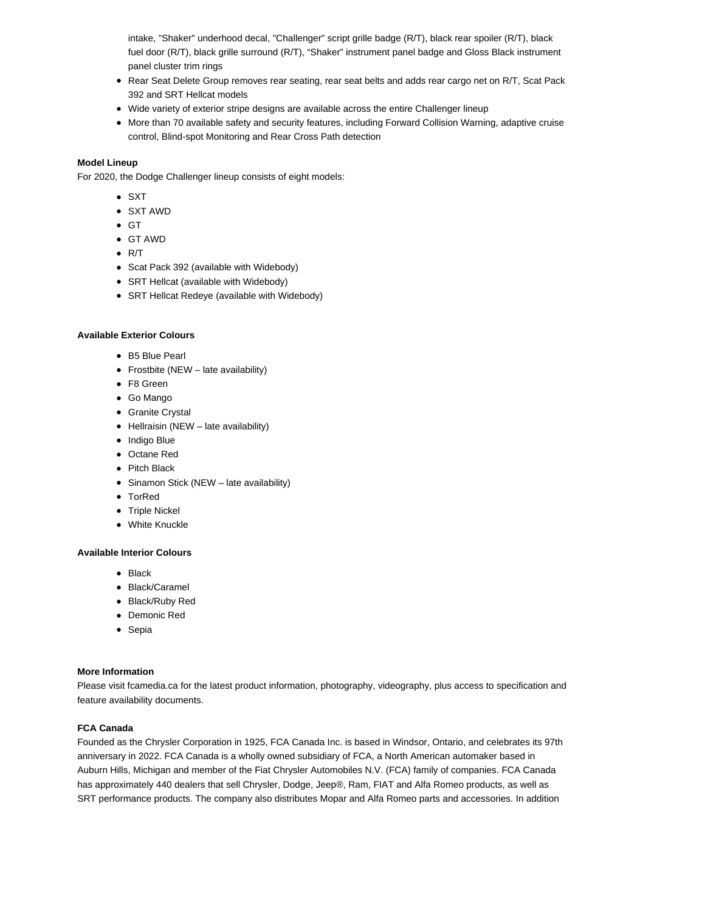intake, "Shaker" underhood decal, "Challenger" script grille badge (R/T), black rear spoiler (R/T), black fuel door (R/T), black grille surround (R/T), "Shaker" instrument panel badge and Gloss Black instrument panel cluster trim rings

- Rear Seat Delete Group removes rear seating, rear seat belts and adds rear cargo net on R/T, Scat Pack 392 and SRT Hellcat models
- Wide variety of exterior stripe designs are available across the entire Challenger lineup
- More than 70 available safety and security features, including Forward Collision Warning, adaptive cruise control, Blind-spot Monitoring and Rear Cross Path detection

**Model Lineup**

For 2020, the Dodge Challenger lineup consists of eight models:

- SXT
- SXT AWD
- GT
- GT AWD
- R/T
- Scat Pack 392 (available with Widebody)
- SRT Hellcat (available with Widebody)
- SRT Hellcat Redeye (available with Widebody)

**Available Exterior Colours**

- B5 Blue Pearl
- Frostbite (NEW – late availability)
- F8 Green
- Go Mango
- Granite Crystal
- Hellraisin (NEW – late availability)
- Indigo Blue
- Octane Red
- Pitch Black
- Sinamon Stick (NEW – late availability)
- TorRed
- Triple Nickel
- White Knuckle

**Available Interior Colours**

- Black
- Black/Caramel
- Black/Ruby Red
- Demonic Red
- Sepia

**More Information**

Please visit fcamedia.ca for the latest product information, photography, videography, plus access to specification and feature availability documents.

**FCA Canada**

Founded as the Chrysler Corporation in 1925, FCA Canada Inc. is based in Windsor, Ontario, and celebrates its 97th anniversary in 2022. FCA Canada is a wholly owned subsidiary of FCA, a North American automaker based in Auburn Hills, Michigan and member of the Fiat Chrysler Automobiles N.V. (FCA) family of companies. FCA Canada has approximately 440 dealers that sell Chrysler, Dodge, Jeep®, Ram, FIAT and Alfa Romeo products, as well as SRT performance products. The company also distributes Mopar and Alfa Romeo parts and accessories. In addition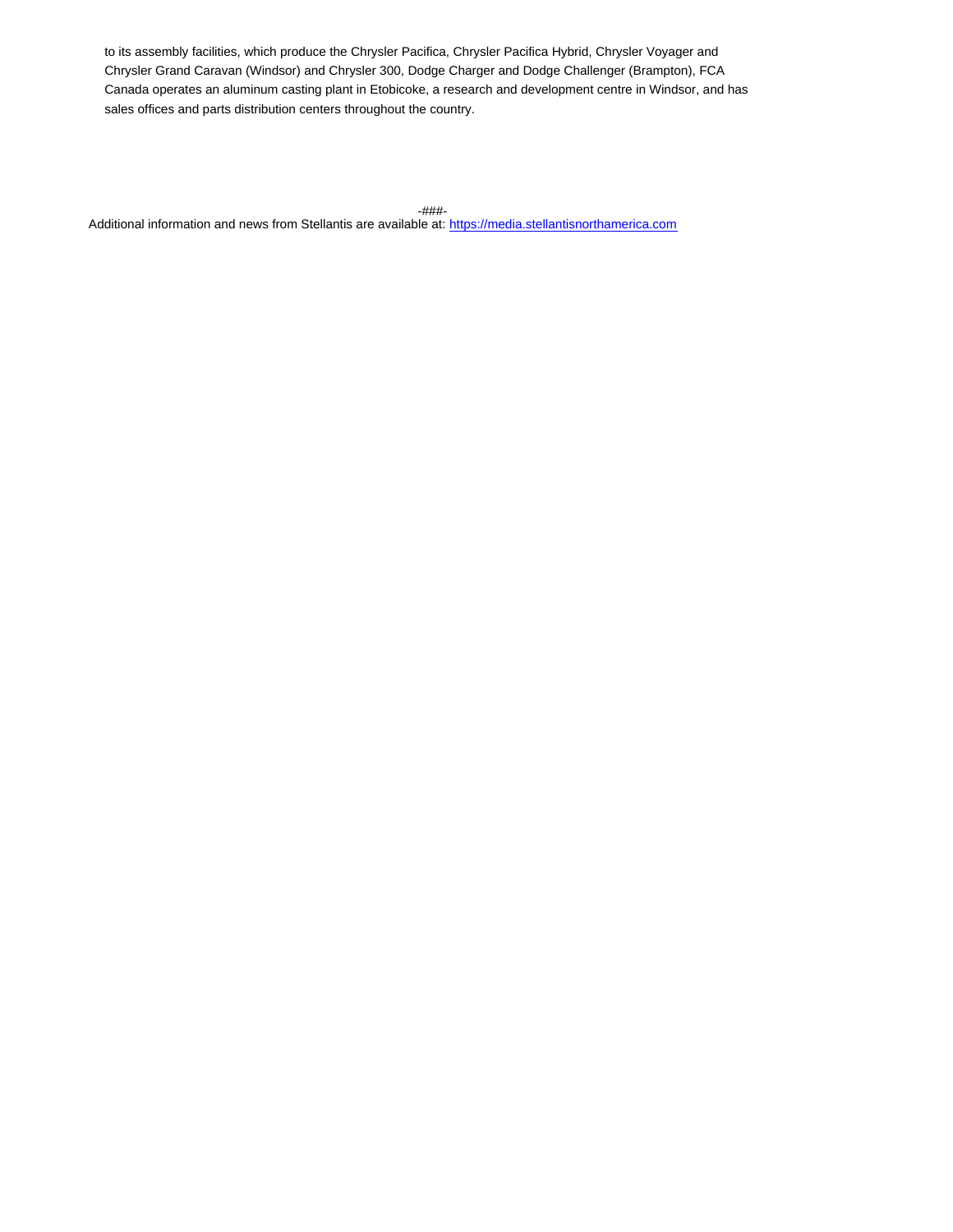to its assembly facilities, which produce the Chrysler Pacifica, Chrysler Pacifica Hybrid, Chrysler Voyager and Chrysler Grand Caravan (Windsor) and Chrysler 300, Dodge Charger and Dodge Challenger (Brampton), FCA Canada operates an aluminum casting plant in Etobicoke, a research and development centre in Windsor, and has sales offices and parts distribution centers throughout the country.

-###-

Additional information and news from Stellantis are available at: https://media.stellantisnorthamerica.com